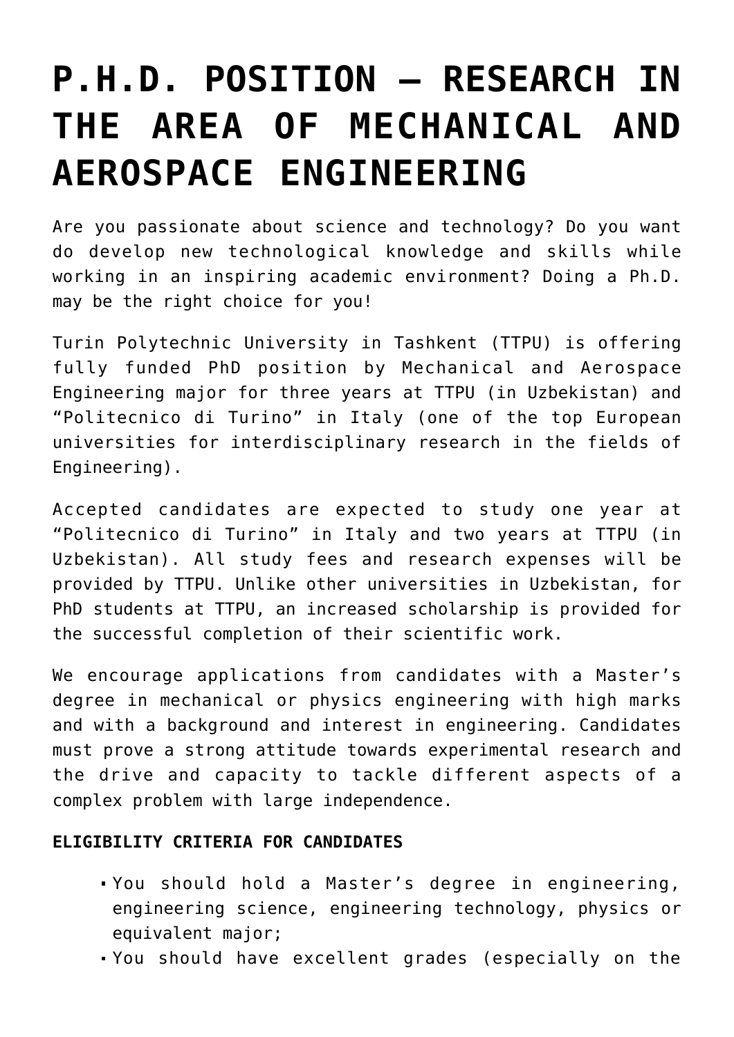# P.H.D. POSITION – RESEARCH IN THE AREA OF MECHANICAL AND AEROSPACE ENGINEERING

Are you passionate about science and technology? Do you want do develop new technological knowledge and skills while working in an inspiring academic environment? Doing a Ph.D. may be the right choice for you!

Turin Polytechnic University in Tashkent (TTPU) is offering fully funded PhD position by Mechanical and Aerospace Engineering major for three years at TTPU (in Uzbekistan) and "Politecnico di Turino" in Italy (one of the top European universities for interdisciplinary research in the fields of Engineering).

Accepted candidates are expected to study one year at "Politecnico di Turino" in Italy and two years at TTPU (in Uzbekistan). All study fees and research expenses will be provided by TTPU. Unlike other universities in Uzbekistan, for PhD students at TTPU, an increased scholarship is provided for the successful completion of their scientific work.

We encourage applications from candidates with a Master's degree in mechanical or physics engineering with high marks and with a background and interest in engineering. Candidates must prove a strong attitude towards experimental research and the drive and capacity to tackle different aspects of a complex problem with large independence.

**ELIGIBILITY CRITERIA FOR CANDIDATES**

- You should hold a Master's degree in engineering, engineering science, engineering technology, physics or equivalent major;
- You should have excellent grades (especially on the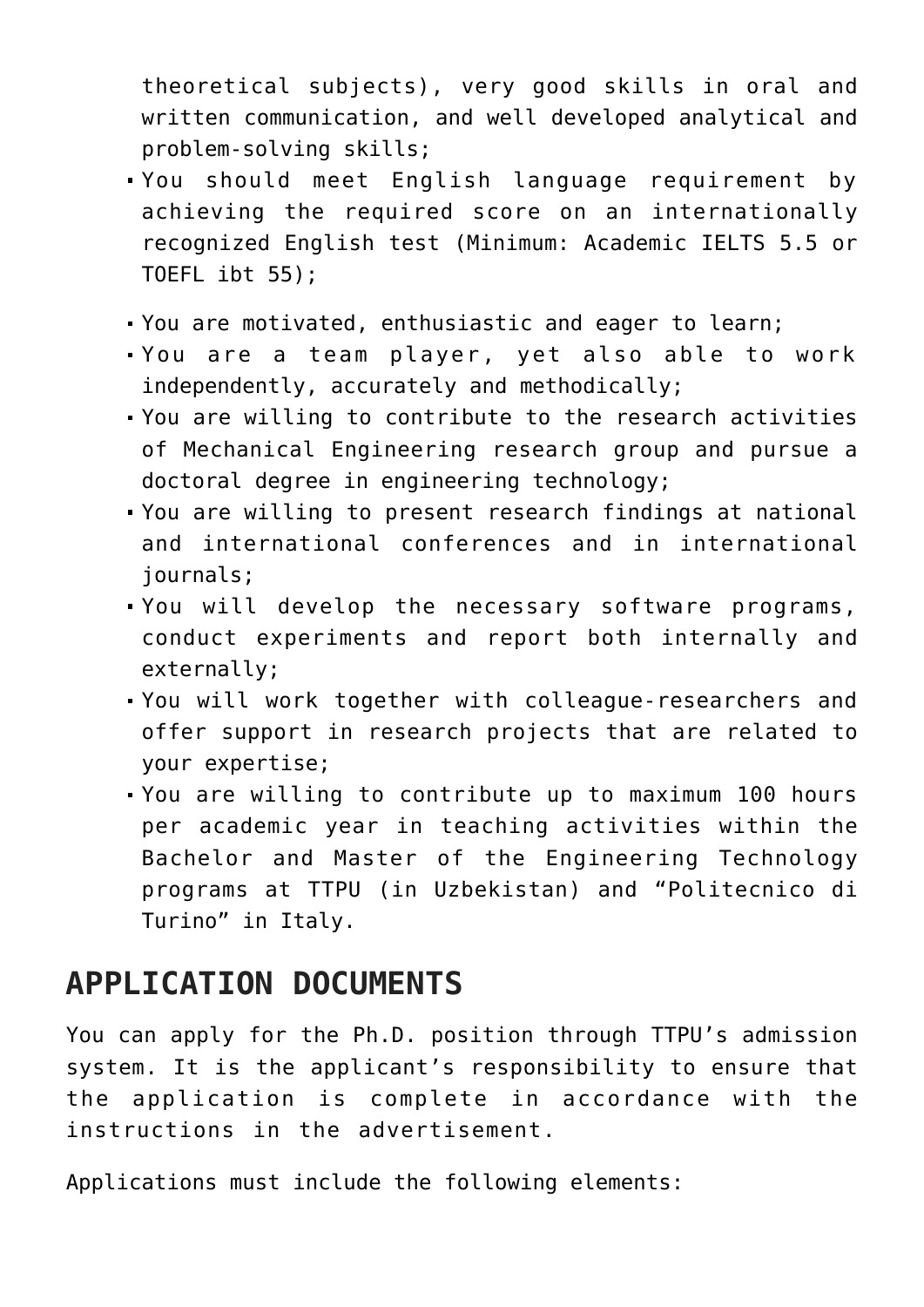theoretical subjects), very good skills in oral and written communication, and well developed analytical and problem-solving skills;

- You should meet English language requirement by achieving the required score on an internationally recognized English test (Minimum: Academic IELTS 5.5 or TOEFL ibt 55);
- You are motivated, enthusiastic and eager to learn;
- You are a team player, yet also able to work independently, accurately and methodically;
- You are willing to contribute to the research activities of Mechanical Engineering research group and pursue a doctoral degree in engineering technology;
- You are willing to present research findings at national and international conferences and in international journals;
- You will develop the necessary software programs, conduct experiments and report both internally and externally;
- You will work together with colleague-researchers and offer support in research projects that are related to your expertise;
- You are willing to contribute up to maximum 100 hours per academic year in teaching activities within the Bachelor and Master of the Engineering Technology programs at TTPU (in Uzbekistan) and "Politecnico di Turino" in Italy.

## APPLICATION DOCUMENTS

You can apply for the Ph.D. position through TTPU's admission system. It is the applicant's responsibility to ensure that the application is complete in accordance with the instructions in the advertisement.

Applications must include the following elements: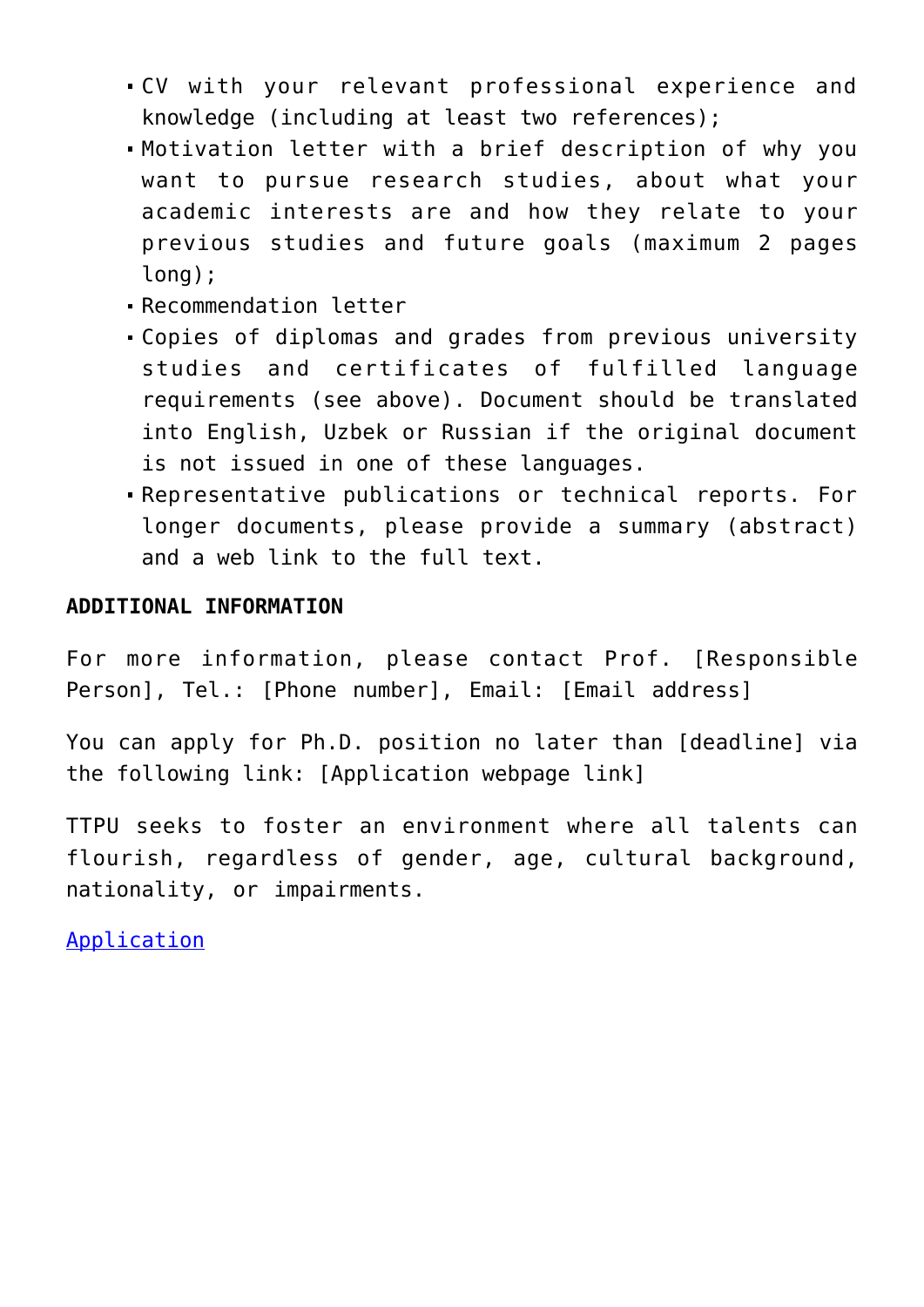- CV with your relevant professional experience and knowledge (including at least two references);
- Motivation letter with a brief description of why you want to pursue research studies, about what your academic interests are and how they relate to your previous studies and future goals (maximum 2 pages long);
- Recommendation letter
- Copies of diplomas and grades from previous university studies and certificates of fulfilled language requirements (see above). Document should be translated into English, Uzbek or Russian if the original document is not issued in one of these languages.
- Representative publications or technical reports. For longer documents, please provide a summary (abstract) and a web link to the full text.

**ADDITIONAL INFORMATION**

For more information, please contact Prof. [Responsible Person], Tel.: [Phone number], Email: [Email address]

You can apply for Ph.D. position no later than [deadline] via the following link: [Application webpage link]

TTPU seeks to foster an environment where all talents can flourish, regardless of gender, age, cultural background, nationality, or impairments.

Application